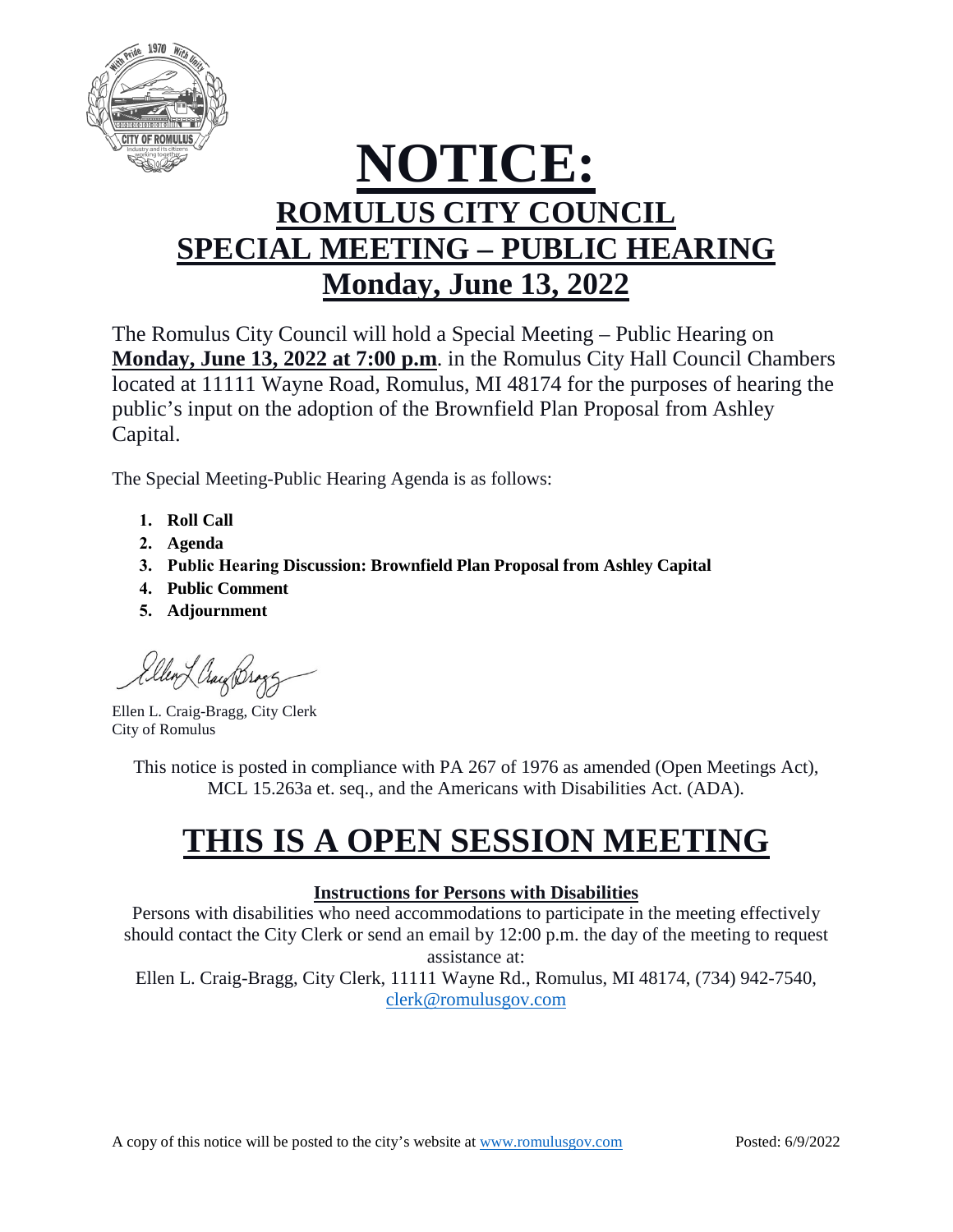# NOTICE:

## ROMULUS CITY COUNCIL

## SPECIAL MEETING – PUBLIC HEARING

## Monday, June 13, 2022

The Romulus City Council will hold a Special Meeting – Public Hearing on **Monday, June 13, 2022 at 7:00 p.m**. in the Romulus City Hall Council Chambers located at 11111 Wayne Road, Romulus, MI 48174 for the purposes of hearing the public's input on the adoption of the Brownfield Plan Proposal from Ashley Capital.

The Special Meeting-Public Hearing Agenda is as follows:

1. **Roll Call**
2. **Agenda**
3. **Public Hearing Discussion: Brownfield Plan Proposal from Ashley Capital**
4. **Public Comment**
5. **Adjournment**

Ellen L. Craig-Bragg, City Clerk
City of Romulus

This notice is posted in compliance with PA 267 of 1976 as amended (Open Meetings Act), MCL 15.263a et. seq., and the Americans with Disabilities Act. (ADA).

# THIS IS A OPEN SESSION MEETING

**Instructions for Persons with Disabilities**

Persons with disabilities who need accommodations to participate in the meeting effectively should contact the City Clerk or send an email by 12:00 p.m. the day of the meeting to request assistance at:

Ellen L. Craig-Bragg, City Clerk, 11111 Wayne Rd., Romulus, MI 48174, (734) 942-7540, clerk@romulusgov.com

A copy of this notice will be posted to the city's website at www.romulusgov.com

Posted: 6/9/2022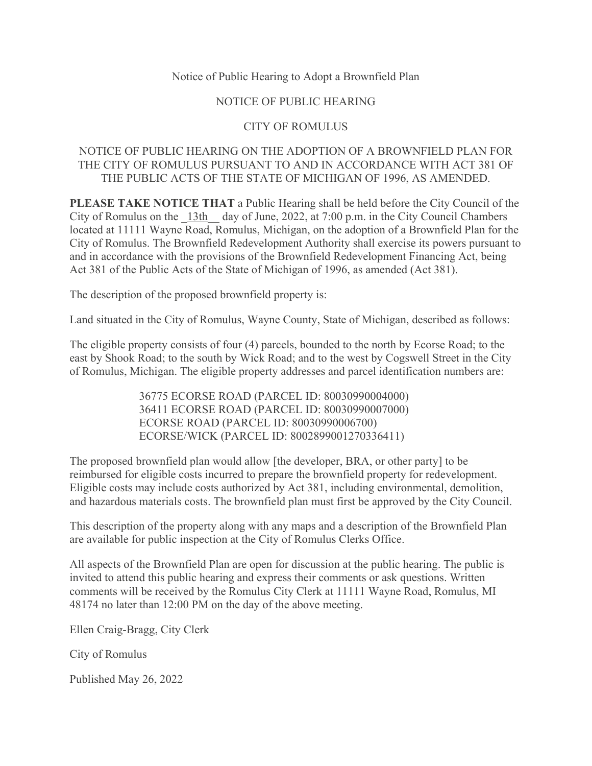Notice of Public Hearing to Adopt a Brownfield Plan

NOTICE OF PUBLIC HEARING

CITY OF ROMULUS

NOTICE OF PUBLIC HEARING ON THE ADOPTION OF A BROWNFIELD PLAN FOR THE CITY OF ROMULUS PURSUANT TO AND IN ACCORDANCE WITH ACT 381 OF THE PUBLIC ACTS OF THE STATE OF MICHIGAN OF 1996, AS AMENDED.

**PLEASE TAKE NOTICE THAT** a Public Hearing shall be held before the City Council of the City of Romulus on the _13th__ day of June, 2022, at 7:00 p.m. in the City Council Chambers located at 11111 Wayne Road, Romulus, Michigan, on the adoption of a Brownfield Plan for the City of Romulus. The Brownfield Redevelopment Authority shall exercise its powers pursuant to and in accordance with the provisions of the Brownfield Redevelopment Financing Act, being Act 381 of the Public Acts of the State of Michigan of 1996, as amended (Act 381).

The description of the proposed brownfield property is:

Land situated in the City of Romulus, Wayne County, State of Michigan, described as follows:

The eligible property consists of four (4) parcels, bounded to the north by Ecorse Road; to the east by Shook Road; to the south by Wick Road; and to the west by Cogswell Street in the City of Romulus, Michigan. The eligible property addresses and parcel identification numbers are:

36775 ECORSE ROAD (PARCEL ID: 80030990004000)
36411 ECORSE ROAD (PARCEL ID: 80030990007000)
ECORSE ROAD (PARCEL ID: 80030990006700)
ECORSE/WICK (PARCEL ID: 8002899001270336411)

The proposed brownfield plan would allow [the developer, BRA, or other party] to be reimbursed for eligible costs incurred to prepare the brownfield property for redevelopment. Eligible costs may include costs authorized by Act 381, including environmental, demolition, and hazardous materials costs. The brownfield plan must first be approved by the City Council.

This description of the property along with any maps and a description of the Brownfield Plan are available for public inspection at the City of Romulus Clerks Office.

All aspects of the Brownfield Plan are open for discussion at the public hearing. The public is invited to attend this public hearing and express their comments or ask questions. Written comments will be received by the Romulus City Clerk at 11111 Wayne Road, Romulus, MI 48174 no later than 12:00 PM on the day of the above meeting.

Ellen Craig-Bragg, City Clerk

City of Romulus

Published May 26, 2022